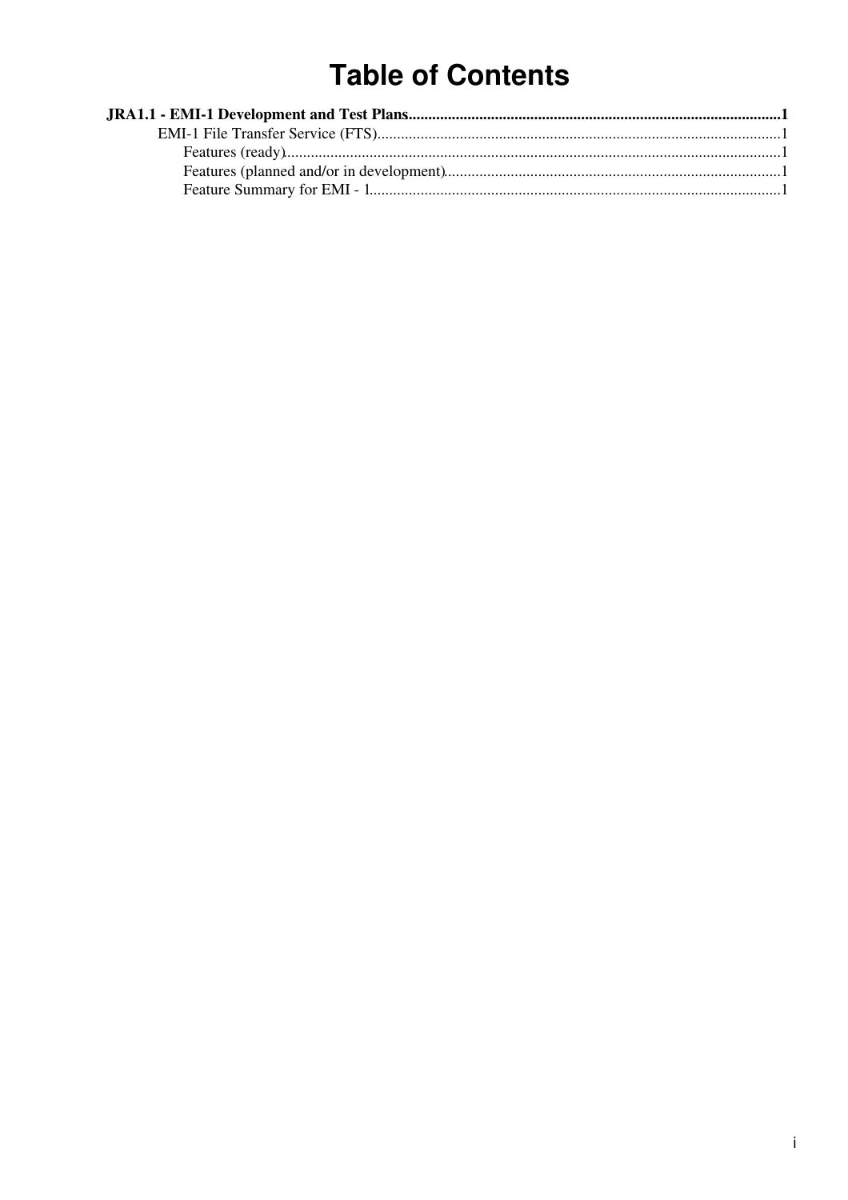# Table of Contents

**JRA1.1 - EMI-1 Development and Test Plans**......1

- EMI-1 File Transfer Service (FTS)......1
  - Features (ready)......1
  - Features (planned and/or in development)......1
  - Feature Summary for EMI - 1......1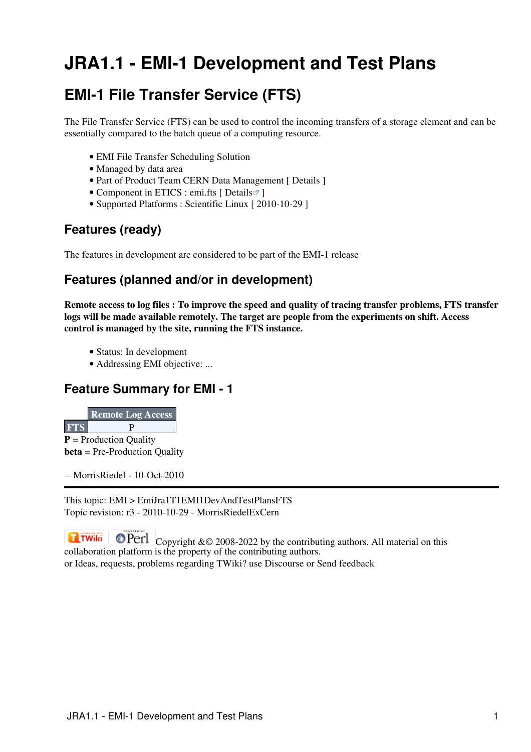# JRA1.1 - EMI-1 Development and Test Plans

## EMI-1 File Transfer Service (FTS)

The File Transfer Service (FTS) can be used to control the incoming transfers of a storage element and can be essentially compared to the batch queue of a computing resource.

- EMI File Transfer Scheduling Solution
- Managed by data area
- Part of Product Team CERN Data Management [ Details ]
- Component in ETICS : emi.fts [ Details ]
- Supported Platforms : Scientific Linux [ 2010-10-29 ]

### Features (ready)

The features in development are considered to be part of the EMI-1 release

### Features (planned and/or in development)

**Remote access to log files : To improve the speed and quality of tracing transfer problems, FTS transfer logs will be made available remotely. The target are people from the experiments on shift. Access control is managed by the site, running the FTS instance.**

- Status: In development
- Addressing EMI objective: ...

### Feature Summary for EMI - 1

| | Remote Log Access |
|---|---|
| FTS | P |

**P** = Production Quality
**beta** = Pre-Production Quality

-- MorrisRiedel - 10-Oct-2010

---

This topic: EMI > EmiJra1T1EMI1DevAndTestPlansFTS
Topic revision: r3 - 2010-10-29 - MorrisRiedelExCern

Copyright &© 2008-2022 by the contributing authors. All material on this collaboration platform is the property of the contributing authors.
or Ideas, requests, problems regarding TWiki? use Discourse or Send feedback